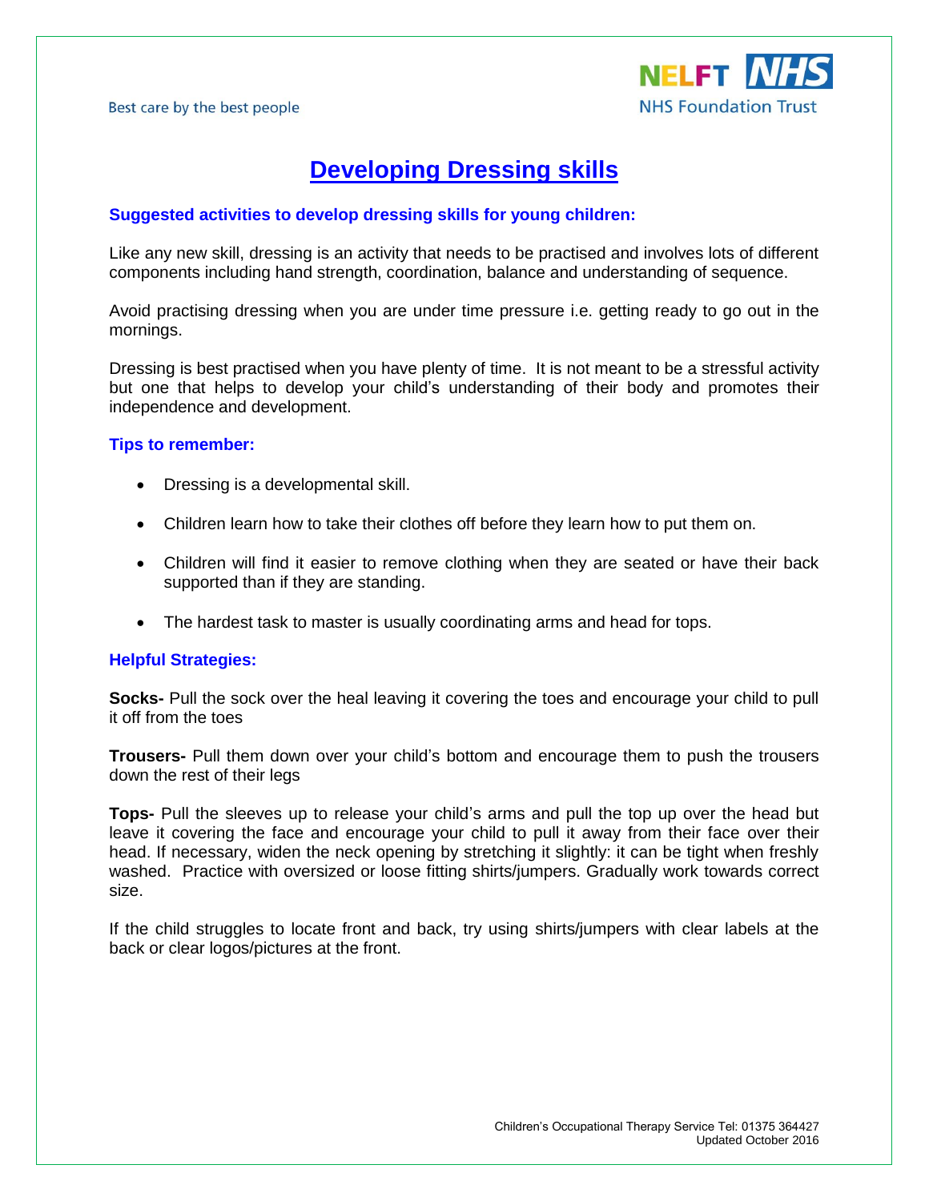Best care by the best people

NELFT NHS
NHS Foundation Trust

# Developing Dressing skills

### Suggested activities to develop dressing skills for young children:

Like any new skill, dressing is an activity that needs to be practised and involves lots of different components including hand strength, coordination, balance and understanding of sequence.

Avoid practising dressing when you are under time pressure i.e. getting ready to go out in the mornings.

Dressing is best practised when you have plenty of time. It is not meant to be a stressful activity but one that helps to develop your child's understanding of their body and promotes their independence and development.

### Tips to remember:

- Dressing is a developmental skill.
- Children learn how to take their clothes off before they learn how to put them on.
- Children will find it easier to remove clothing when they are seated or have their back supported than if they are standing.
- The hardest task to master is usually coordinating arms and head for tops.

### Helpful Strategies:

**Socks-** Pull the sock over the heal leaving it covering the toes and encourage your child to pull it off from the toes

**Trousers-** Pull them down over your child's bottom and encourage them to push the trousers down the rest of their legs

**Tops-** Pull the sleeves up to release your child's arms and pull the top up over the head but leave it covering the face and encourage your child to pull it away from their face over their head. If necessary, widen the neck opening by stretching it slightly: it can be tight when freshly washed. Practice with oversized or loose fitting shirts/jumpers. Gradually work towards correct size.

If the child struggles to locate front and back, try using shirts/jumpers with clear labels at the back or clear logos/pictures at the front.

Children's Occupational Therapy Service Tel: 01375 364427
Updated October 2016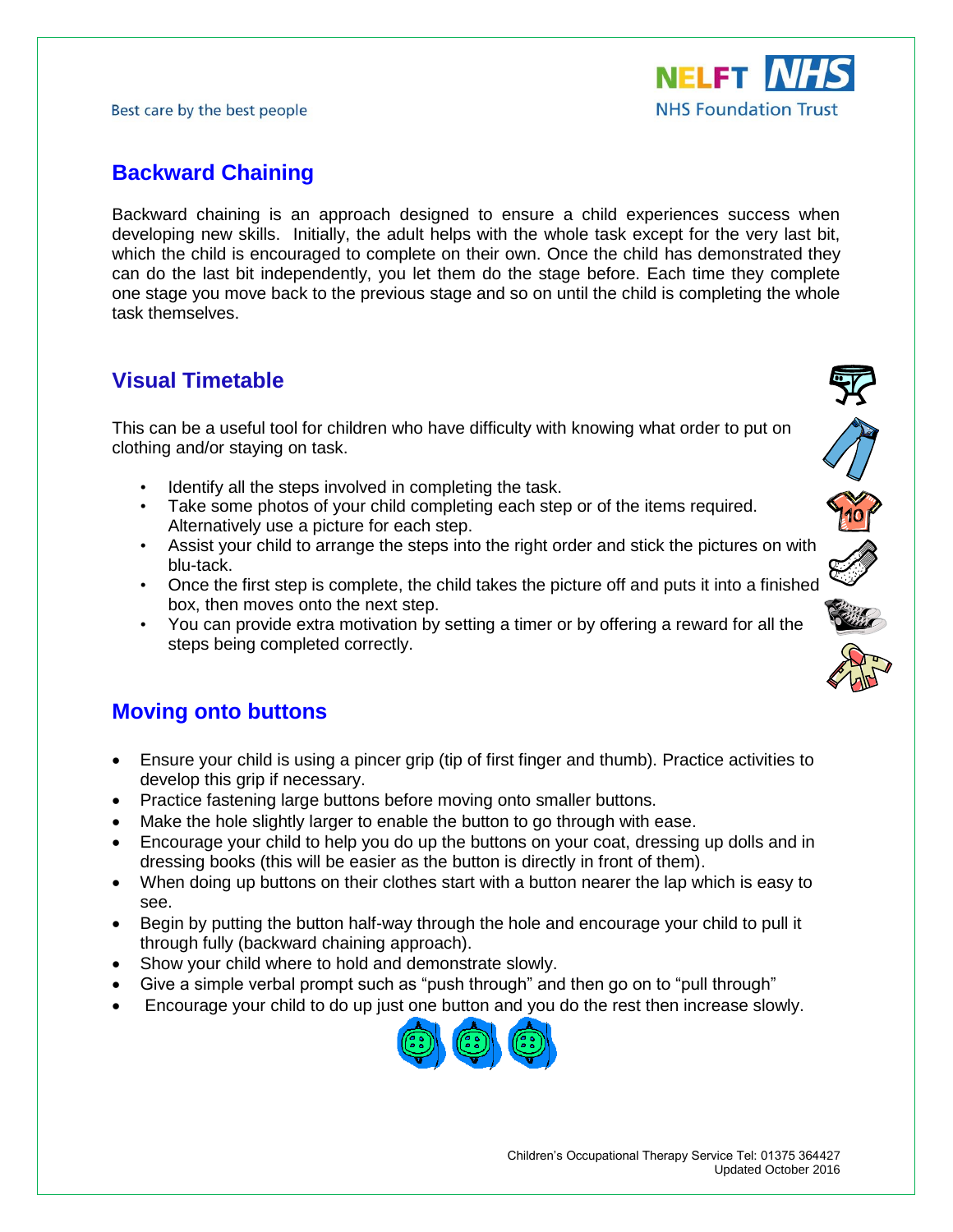## Backward Chaining

Backward chaining is an approach designed to ensure a child experiences success when developing new skills. Initially, the adult helps with the whole task except for the very last bit, which the child is encouraged to complete on their own. Once the child has demonstrated they can do the last bit independently, you let them do the stage before. Each time they complete one stage you move back to the previous stage and so on until the child is completing the whole task themselves.

## Visual Timetable

This can be a useful tool for children who have difficulty with knowing what order to put on clothing and/or staying on task.

- Identify all the steps involved in completing the task.
- Take some photos of your child completing each step or of the items required. Alternatively use a picture for each step.
- Assist your child to arrange the steps into the right order and stick the pictures on with blu-tack.
- Once the first step is complete, the child takes the picture off and puts it into a finished box, then moves onto the next step.
- You can provide extra motivation by setting a timer or by offering a reward for all the steps being completed correctly.

## Moving onto buttons

- Ensure your child is using a pincer grip (tip of first finger and thumb). Practice activities to develop this grip if necessary.
- Practice fastening large buttons before moving onto smaller buttons.
- Make the hole slightly larger to enable the button to go through with ease.
- Encourage your child to help you do up the buttons on your coat, dressing up dolls and in dressing books (this will be easier as the button is directly in front of them).
- When doing up buttons on their clothes start with a button nearer the lap which is easy to see.
- Begin by putting the button half-way through the hole and encourage your child to pull it through fully (backward chaining approach).
- Show your child where to hold and demonstrate slowly.
- Give a simple verbal prompt such as "push through" and then go on to "pull through"
- Encourage your child to do up just one button and you do the rest then increase slowly.

Children's Occupational Therapy Service Tel: 01375 364427
Updated October 2016